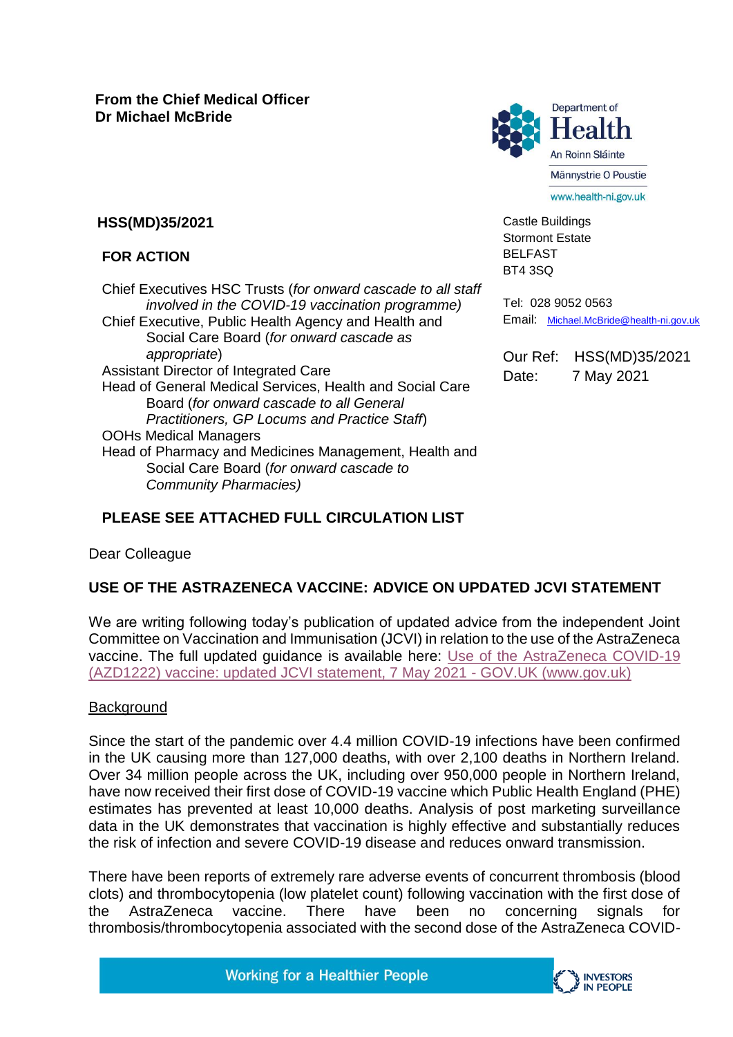**From the Chief Medical Officer**
**Dr Michael McBride**

Department of Health
An Roinn Sláinte
Männystrie O Poustie
www.health-ni.gov.uk

**HSS(MD)35/2021**

**FOR ACTION**

Chief Executives HSC Trusts (*for onward cascade to all staff involved in the COVID-19 vaccination programme)*
Chief Executive, Public Health Agency and Health and Social Care Board (*for onward cascade as appropriate*)
Assistant Director of Integrated Care
Head of General Medical Services, Health and Social Care Board (*for onward cascade to all General Practitioners, GP Locums and Practice Staff*)
OOHs Medical Managers
Head of Pharmacy and Medicines Management, Health and Social Care Board (*for onward cascade to Community Pharmacies)*

**PLEASE SEE ATTACHED FULL CIRCULATION LIST**

Castle Buildings
Stormont Estate
BELFAST
BT4 3SQ

Tel: 028 9052 0563
Email: Michael.McBride@health-ni.gov.uk

Our Ref: HSS(MD)35/2021
Date: 7 May 2021

Dear Colleague

**USE OF THE ASTRAZENECA VACCINE: ADVICE ON UPDATED JCVI STATEMENT**

We are writing following today's publication of updated advice from the independent Joint Committee on Vaccination and Immunisation (JCVI) in relation to the use of the AstraZeneca vaccine. The full updated guidance is available here: Use of the AstraZeneca COVID-19 (AZD1222) vaccine: updated JCVI statement, 7 May 2021 - GOV.UK (www.gov.uk)

Background

Since the start of the pandemic over 4.4 million COVID-19 infections have been confirmed in the UK causing more than 127,000 deaths, with over 2,100 deaths in Northern Ireland. Over 34 million people across the UK, including over 950,000 people in Northern Ireland, have now received their first dose of COVID-19 vaccine which Public Health England (PHE) estimates has prevented at least 10,000 deaths. Analysis of post marketing surveillance data in the UK demonstrates that vaccination is highly effective and substantially reduces the risk of infection and severe COVID-19 disease and reduces onward transmission.

There have been reports of extremely rare adverse events of concurrent thrombosis (blood clots) and thrombocytopenia (low platelet count) following vaccination with the first dose of the AstraZeneca vaccine. There have been no concerning signals for thrombosis/thrombocytopenia associated with the second dose of the AstraZeneca COVID-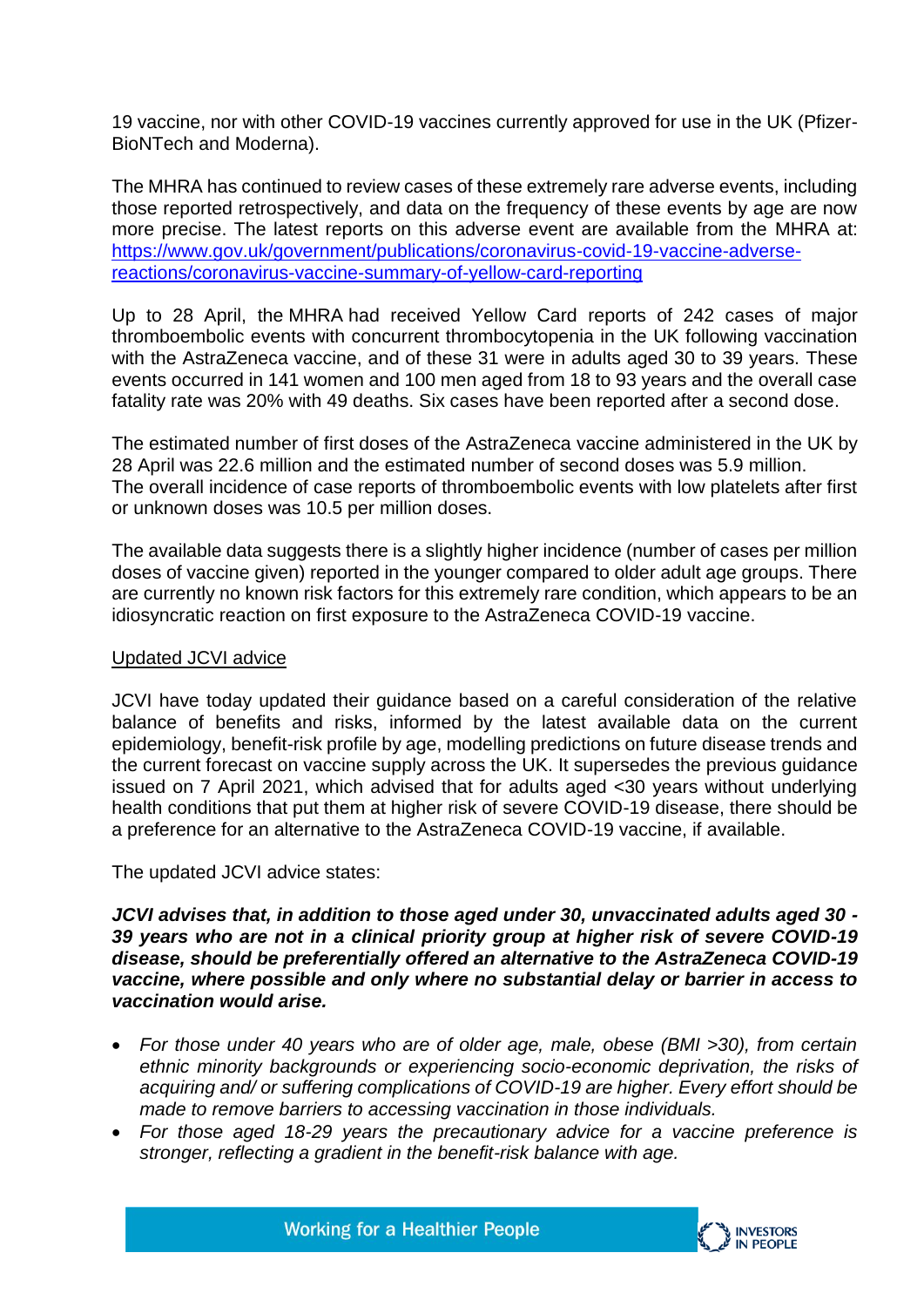19 vaccine, nor with other COVID-19 vaccines currently approved for use in the UK (Pfizer-BioNTech and Moderna).

The MHRA has continued to review cases of these extremely rare adverse events, including those reported retrospectively, and data on the frequency of these events by age are now more precise. The latest reports on this adverse event are available from the MHRA at: [https://www.gov.uk/government/publications/coronavirus-covid-19-vaccine-adverse-reactions/coronavirus-vaccine-summary-of-yellow-card-reporting](https://www.gov.uk/government/publications/coronavirus-covid-19-vaccine-adverse-reactions/coronavirus-vaccine-summary-of-yellow-card-reporting)

Up to 28 April, the MHRA had received Yellow Card reports of 242 cases of major thromboembolic events with concurrent thrombocytopenia in the UK following vaccination with the AstraZeneca vaccine, and of these 31 were in adults aged 30 to 39 years. These events occurred in 141 women and 100 men aged from 18 to 93 years and the overall case fatality rate was 20% with 49 deaths. Six cases have been reported after a second dose.

The estimated number of first doses of the AstraZeneca vaccine administered in the UK by 28 April was 22.6 million and the estimated number of second doses was 5.9 million. The overall incidence of case reports of thromboembolic events with low platelets after first or unknown doses was 10.5 per million doses.

The available data suggests there is a slightly higher incidence (number of cases per million doses of vaccine given) reported in the younger compared to older adult age groups. There are currently no known risk factors for this extremely rare condition, which appears to be an idiosyncratic reaction on first exposure to the AstraZeneca COVID-19 vaccine.

Updated JCVI advice

JCVI have today updated their guidance based on a careful consideration of the relative balance of benefits and risks, informed by the latest available data on the current epidemiology, benefit-risk profile by age, modelling predictions on future disease trends and the current forecast on vaccine supply across the UK. It supersedes the previous guidance issued on 7 April 2021, which advised that for adults aged <30 years without underlying health conditions that put them at higher risk of severe COVID-19 disease, there should be a preference for an alternative to the AstraZeneca COVID-19 vaccine, if available.

The updated JCVI advice states:

***JCVI advises that, in addition to those aged under 30, unvaccinated adults aged 30 - 39 years who are not in a clinical priority group at higher risk of severe COVID-19 disease, should be preferentially offered an alternative to the AstraZeneca COVID-19 vaccine, where possible and only where no substantial delay or barrier in access to vaccination would arise.***

- *For those under 40 years who are of older age, male, obese (BMI >30), from certain ethnic minority backgrounds or experiencing socio-economic deprivation, the risks of acquiring and/ or suffering complications of COVID-19 are higher. Every effort should be made to remove barriers to accessing vaccination in those individuals.*
- *For those aged 18-29 years the precautionary advice for a vaccine preference is stronger, reflecting a gradient in the benefit-risk balance with age.*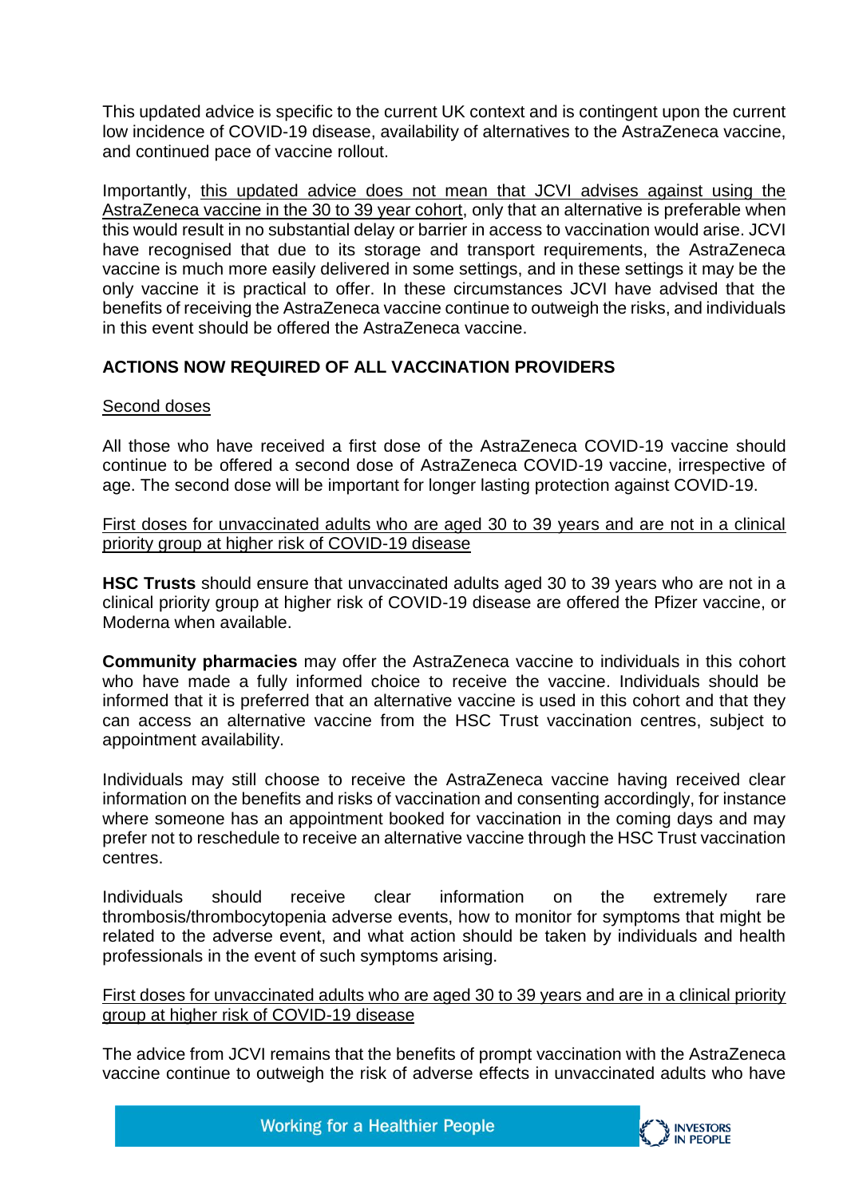This updated advice is specific to the current UK context and is contingent upon the current low incidence of COVID-19 disease, availability of alternatives to the AstraZeneca vaccine, and continued pace of vaccine rollout.

Importantly, <u>this updated advice does not mean that JCVI advises against using the AstraZeneca vaccine in the 30 to 39 year cohort</u>, only that an alternative is preferable when this would result in no substantial delay or barrier in access to vaccination would arise. JCVI have recognised that due to its storage and transport requirements, the AstraZeneca vaccine is much more easily delivered in some settings, and in these settings it may be the only vaccine it is practical to offer. In these circumstances JCVI have advised that the benefits of receiving the AstraZeneca vaccine continue to outweigh the risks, and individuals in this event should be offered the AstraZeneca vaccine.

**ACTIONS NOW REQUIRED OF ALL VACCINATION PROVIDERS**

<u>Second doses</u>

All those who have received a first dose of the AstraZeneca COVID-19 vaccine should continue to be offered a second dose of AstraZeneca COVID-19 vaccine, irrespective of age. The second dose will be important for longer lasting protection against COVID-19.

<u>First doses for unvaccinated adults who are aged 30 to 39 years and are not in a clinical priority group at higher risk of COVID-19 disease</u>

**HSC Trusts** should ensure that unvaccinated adults aged 30 to 39 years who are not in a clinical priority group at higher risk of COVID-19 disease are offered the Pfizer vaccine, or Moderna when available.

**Community pharmacies** may offer the AstraZeneca vaccine to individuals in this cohort who have made a fully informed choice to receive the vaccine. Individuals should be informed that it is preferred that an alternative vaccine is used in this cohort and that they can access an alternative vaccine from the HSC Trust vaccination centres, subject to appointment availability.

Individuals may still choose to receive the AstraZeneca vaccine having received clear information on the benefits and risks of vaccination and consenting accordingly, for instance where someone has an appointment booked for vaccination in the coming days and may prefer not to reschedule to receive an alternative vaccine through the HSC Trust vaccination centres.

Individuals should receive clear information on the extremely rare thrombosis/thrombocytopenia adverse events, how to monitor for symptoms that might be related to the adverse event, and what action should be taken by individuals and health professionals in the event of such symptoms arising.

<u>First doses for unvaccinated adults who are aged 30 to 39 years and are in a clinical priority group at higher risk of COVID-19 disease</u>

The advice from JCVI remains that the benefits of prompt vaccination with the AstraZeneca vaccine continue to outweigh the risk of adverse effects in unvaccinated adults who have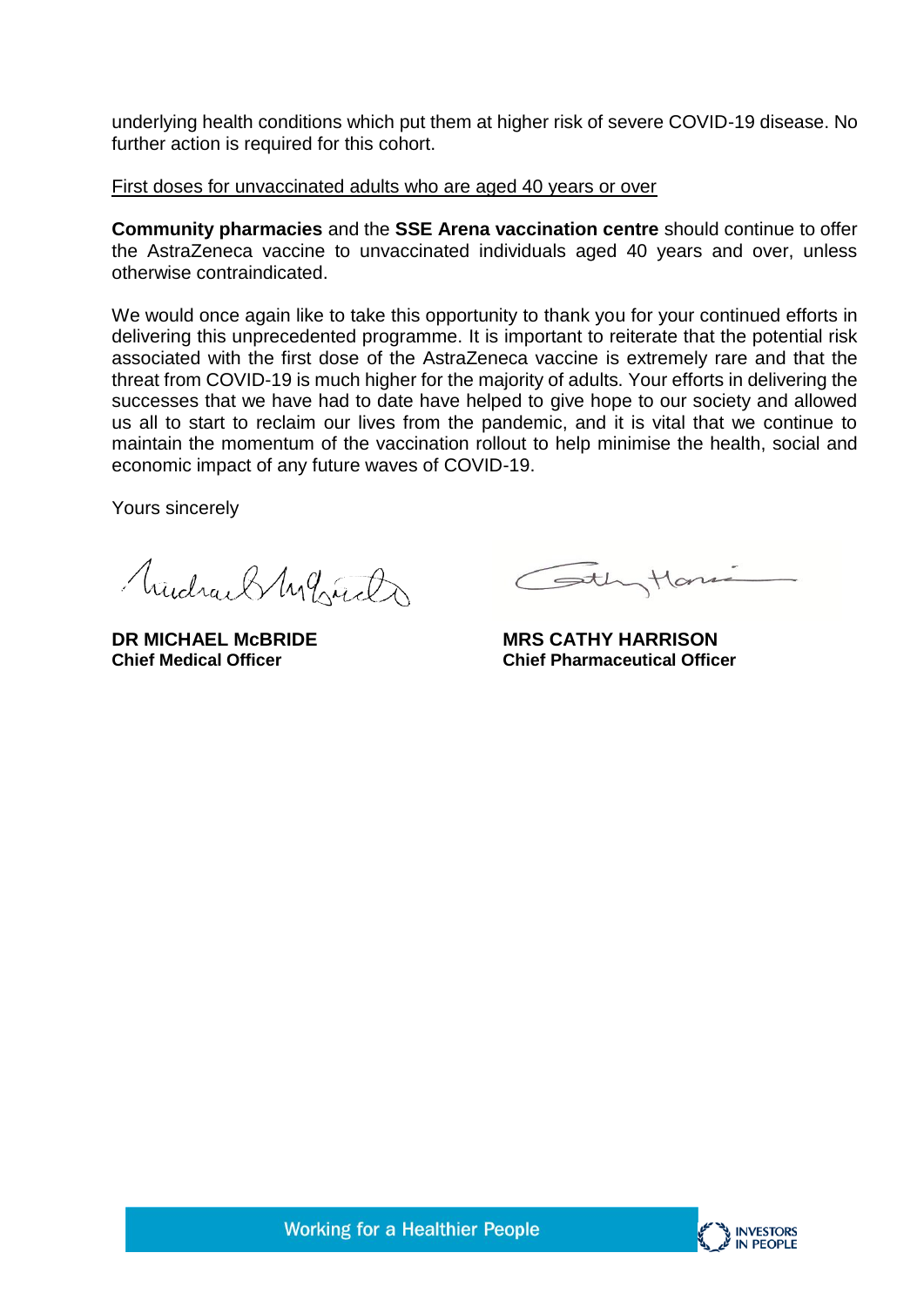underlying health conditions which put them at higher risk of severe COVID-19 disease. No further action is required for this cohort.

First doses for unvaccinated adults who are aged 40 years or over

**Community pharmacies** and the **SSE Arena vaccination centre** should continue to offer the AstraZeneca vaccine to unvaccinated individuals aged 40 years and over, unless otherwise contraindicated.

We would once again like to take this opportunity to thank you for your continued efforts in delivering this unprecedented programme. It is important to reiterate that the potential risk associated with the first dose of the AstraZeneca vaccine is extremely rare and that the threat from COVID-19 is much higher for the majority of adults. Your efforts in delivering the successes that we have had to date have helped to give hope to our society and allowed us all to start to reclaim our lives from the pandemic, and it is vital that we continue to maintain the momentum of the vaccination rollout to help minimise the health, social and economic impact of any future waves of COVID-19.

Yours sincerely

**DR MICHAEL McBRIDE**
**Chief Medical Officer**

**MRS CATHY HARRISON**
**Chief Pharmaceutical Officer**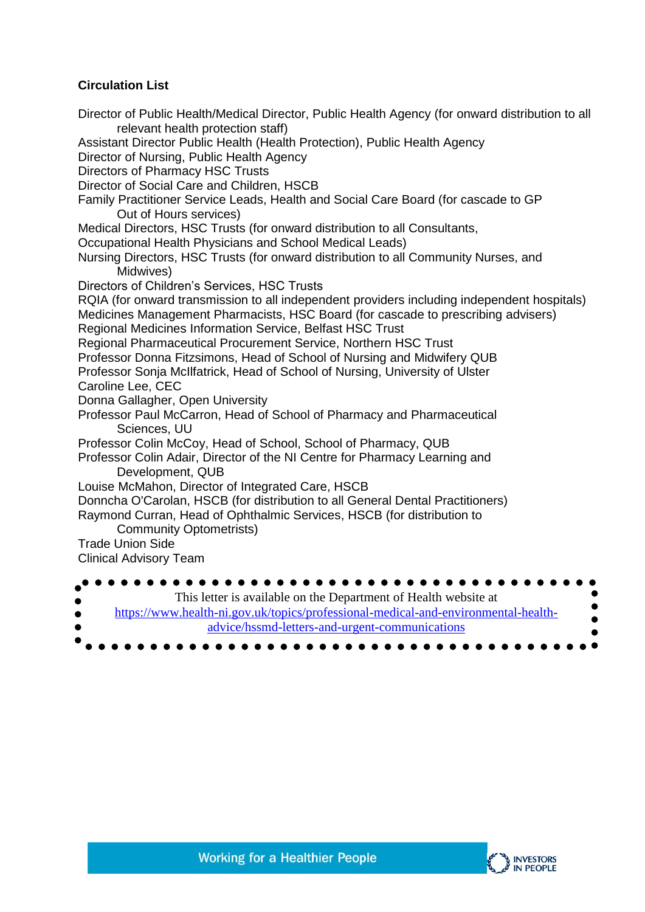**Circulation List**

Director of Public Health/Medical Director, Public Health Agency (for onward distribution to all relevant health protection staff)
Assistant Director Public Health (Health Protection), Public Health Agency
Director of Nursing, Public Health Agency
Directors of Pharmacy HSC Trusts
Director of Social Care and Children, HSCB
Family Practitioner Service Leads, Health and Social Care Board (for cascade to GP Out of Hours services)
Medical Directors, HSC Trusts (for onward distribution to all Consultants, Occupational Health Physicians and School Medical Leads)
Nursing Directors, HSC Trusts (for onward distribution to all Community Nurses, and Midwives)
Directors of Children's Services, HSC Trusts
RQIA (for onward transmission to all independent providers including independent hospitals)
Medicines Management Pharmacists, HSC Board (for cascade to prescribing advisers)
Regional Medicines Information Service, Belfast HSC Trust
Regional Pharmaceutical Procurement Service, Northern HSC Trust
Professor Donna Fitzsimons, Head of School of Nursing and Midwifery QUB
Professor Sonja McIlfatrick, Head of School of Nursing, University of Ulster
Caroline Lee, CEC
Donna Gallagher, Open University
Professor Paul McCarron, Head of School of Pharmacy and Pharmaceutical Sciences, UU
Professor Colin McCoy, Head of School, School of Pharmacy, QUB
Professor Colin Adair, Director of the NI Centre for Pharmacy Learning and Development, QUB
Louise McMahon, Director of Integrated Care, HSCB
Donncha O'Carolan, HSCB (for distribution to all General Dental Practitioners)
Raymond Curran, Head of Ophthalmic Services, HSCB (for distribution to Community Optometrists)
Trade Union Side
Clinical Advisory Team

This letter is available on the Department of Health website at [https://www.health-ni.gov.uk/topics/professional-medical-and-environmental-health-advice/hssmd-letters-and-urgent-communications](https://www.health-ni.gov.uk/topics/professional-medical-and-environmental-health-advice/hssmd-letters-and-urgent-communications)